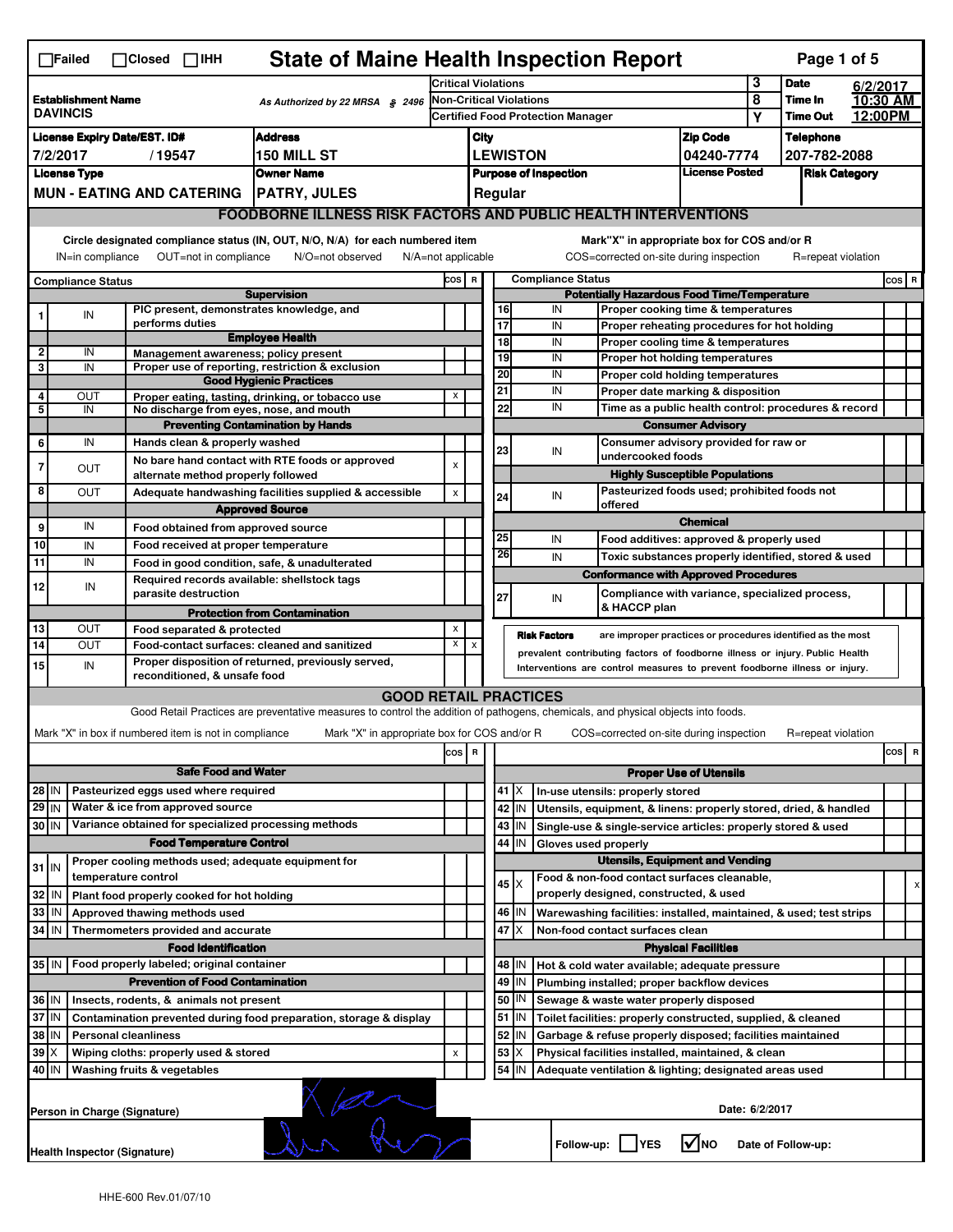# State of Maine Health Inspection Report

☐Failed ☐Closed ☐IHH

| Establishment Name | As Authorized by 22 MRSA § 2496 | Critical Violations | 3 | Date | 6/2/2017 |
|---|---|---|---|---|---|
| DAVINCIS | | Non-Critical Violations | 8 | Time In | 10:30 AM |
| | | Certified Food Protection Manager | Y | Time Out | 12:00PM |

| License Expiry Date/EST. ID# | Address | City | Zip Code | Telephone |
|---|---|---|---|---|
| 7/2/2017 / 19547 | 150 MILL ST | LEWISTON | 04240-7774 | 207-782-2088 |

| License Type | Owner Name | Purpose of Inspection | License Posted | Risk Category |
|---|---|---|---|---|
| MUN - EATING AND CATERING | PATRY, JULES | Regular | | |

## FOODBORNE ILLNESS RISK FACTORS AND PUBLIC HEALTH INTERVENTIONS

Circle designated compliance status (IN, OUT, N/O, N/A) for each numbered item
IN=in compliance OUT=not in compliance N/O=not observed N/A=not applicable

Mark"X" in appropriate box for COS and/or R
COS=corrected on-site during inspection R=repeat violation

| # | Compliance Status | Item | COS | R |
|---|---|---|---|---|
| | | **Supervision** | | |
| 1 | IN | PIC present, demonstrates knowledge, and performs duties | | |
| | | **Employee Health** | | |
| 2 | IN | Management awareness; policy present | | |
| 3 | IN | Proper use of reporting, restriction & exclusion | | |
| | | **Good Hygienic Practices** | | |
| 4 | OUT | Proper eating, tasting, drinking, or tobacco use | x | |
| 5 | IN | No discharge from eyes, nose, and mouth | | |
| | | **Preventing Contamination by Hands** | | |
| 6 | IN | Hands clean & properly washed | | |
| 7 | OUT | No bare hand contact with RTE foods or approved alternate method properly followed | x | |
| 8 | OUT | Adequate handwashing facilities supplied & accessible | x | |
| | | **Approved Source** | | |
| 9 | IN | Food obtained from approved source | | |
| 10 | IN | Food received at proper temperature | | |
| 11 | IN | Food in good condition, safe, & unadulterated | | |
| 12 | IN | Required records available: shellstock tags parasite destruction | | |
| | | **Protection from Contamination** | | |
| 13 | OUT | Food separated & protected | x | |
| 14 | OUT | Food-contact surfaces: cleaned and sanitized | x | x |
| 15 | IN | Proper disposition of returned, previously served, reconditioned, & unsafe food | | |
| | | **Potentially Hazardous Food Time/Temperature** | | |
| 16 | IN | Proper cooking time & temperatures | | |
| 17 | IN | Proper reheating procedures for hot holding | | |
| 18 | IN | Proper cooling time & temperatures | | |
| 19 | IN | Proper hot holding temperatures | | |
| 20 | IN | Proper cold holding temperatures | | |
| 21 | IN | Proper date marking & disposition | | |
| 22 | IN | Time as a public health control: procedures & record | | |
| | | **Consumer Advisory** | | |
| 23 | IN | Consumer advisory provided for raw or undercooked foods | | |
| | | **Highly Susceptible Populations** | | |
| 24 | IN | Pasteurized foods used; prohibited foods not offered | | |
| | | **Chemical** | | |
| 25 | IN | Food additives: approved & properly used | | |
| 26 | IN | Toxic substances properly identified, stored & used | | |
| | | **Conformance with Approved Procedures** | | |
| 27 | IN | Compliance with variance, specialized process, & HACCP plan | | |

**Risk Factors** are improper practices or procedures identified as the most prevalent contributing factors of foodborne illness or injury. Public Health Interventions are control measures to prevent foodborne illness or injury.

## GOOD RETAIL PRACTICES

Good Retail Practices are preventative measures to control the addition of pathogens, chemicals, and physical objects into foods.

Mark "X" in box if numbered item is not in compliance Mark "X" in appropriate box for COS and/or R COS=corrected on-site during inspection R=repeat violation

| # | Status | Item | COS | R |
|---|---|---|---|---|
| | | **Safe Food and Water** | | |
| 28 | IN | Pasteurized eggs used where required | | |
| 29 | IN | Water & ice from approved source | | |
| 30 | IN | Variance obtained for specialized processing methods | | |
| | | **Food Temperature Control** | | |
| 31 | IN | Proper cooling methods used; adequate equipment for temperature control | | |
| 32 | IN | Plant food properly cooked for hot holding | | |
| 33 | IN | Approved thawing methods used | | |
| 34 | IN | Thermometers provided and accurate | | |
| | | **Food Identification** | | |
| 35 | IN | Food properly labeled; original container | | |
| | | **Prevention of Food Contamination** | | |
| 36 | IN | Insects, rodents, & animals not present | | |
| 37 | IN | Contamination prevented during food preparation, storage & display | | |
| 38 | IN | Personal cleanliness | | |
| 39 | X | Wiping cloths: properly used & stored | x | |
| 40 | IN | Washing fruits & vegetables | | |
| | | **Proper Use of Utensils** | | |
| 41 | X | In-use utensils: properly stored | | |
| 42 | IN | Utensils, equipment, & linens: properly stored, dried, & handled | | |
| 43 | IN | Single-use & single-service articles: properly stored & used | | |
| 44 | IN | Gloves used properly | | |
| | | **Utensils, Equipment and Vending** | | |
| 45 | X | Food & non-food contact surfaces cleanable, properly designed, constructed, & used | | x |
| 46 | IN | Warewashing facilities: installed, maintained, & used; test strips | | |
| 47 | X | Non-food contact surfaces clean | | |
| | | **Physical Facilities** | | |
| 48 | IN | Hot & cold water available; adequate pressure | | |
| 49 | IN | Plumbing installed; proper backflow devices | | |
| 50 | IN | Sewage & waste water properly disposed | | |
| 51 | IN | Toilet facilities: properly constructed, supplied, & cleaned | | |
| 52 | IN | Garbage & refuse properly disposed; facilities maintained | | |
| 53 | X | Physical facilities installed, maintained, & clean | | |
| 54 | IN | Adequate ventilation & lighting; designated areas used | | |

Person in Charge (Signature) Date: 6/2/2017

Health Inspector (Signature)

Follow-up: ☐ YES ☑ NO Date of Follow-up:

HHE-600 Rev.01/07/10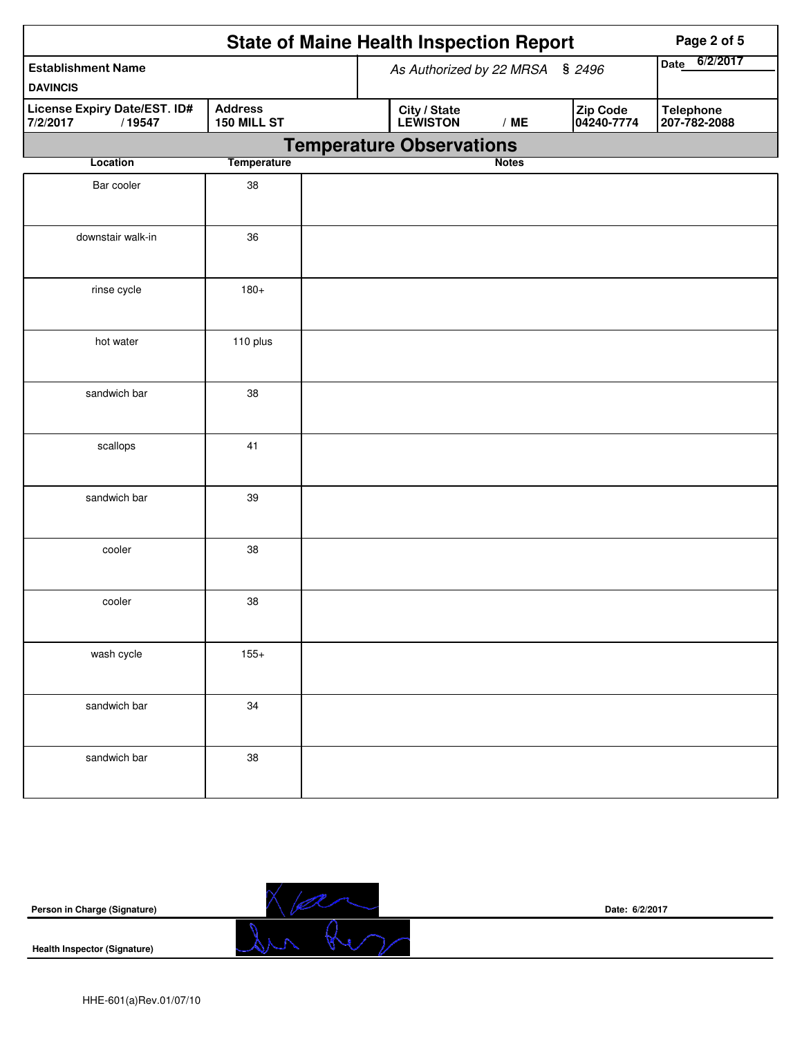# State of Maine Health Inspection Report

| Establishment Name | As Authorized by 22 MRSA § 2496 | | | Date 6/2/2017 |
|---|---|---|---|---|
| DAVINCIS | | | | |
| License Expiry Date/EST. ID# | Address | City / State | Zip Code | Telephone |
| 7/2/2017 / 19547 | 150 MILL ST | LEWISTON / ME | 04240-7774 | 207-782-2088 |

## Temperature Observations

| Location | Temperature | Notes |
|---|---|---|
| Bar cooler | 38 | |
| downstair walk-in | 36 | |
| rinse cycle | 180+ | |
| hot water | 110 plus | |
| sandwich bar | 38 | |
| scallops | 41 | |
| sandwich bar | 39 | |
| cooler | 38 | |
| cooler | 38 | |
| wash cycle | 155+ | |
| sandwich bar | 34 | |
| sandwich bar | 38 | |

**Person in Charge (Signature)** Date: 6/2/2017

**Health Inspector (Signature)**

HHE-601(a)Rev.01/07/10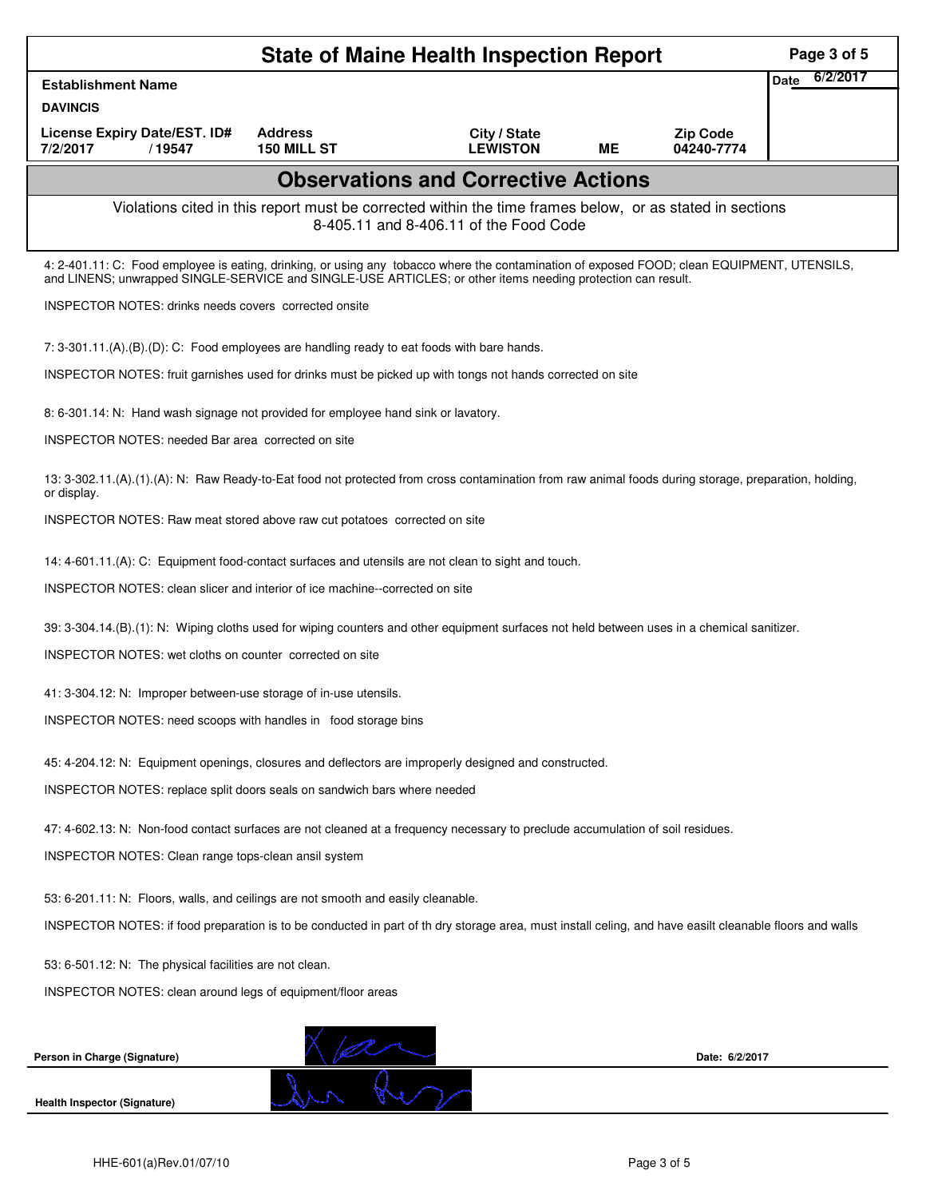# State of Maine Health Inspection Report

| Establishment Name | | | | | Date 6/2/2017 |
|---|---|---|---|---|---|
| DAVINCIS | | | | | |
| License Expiry Date/EST. ID# | Address | City / State | | Zip Code | |
| 7/2/2017 / 19547 | 150 MILL ST | LEWISTON | ME | 04240-7774 | |

## Observations and Corrective Actions

Violations cited in this report must be corrected within the time frames below, or as stated in sections 8-405.11 and 8-406.11 of the Food Code

4: 2-401.11: C: Food employee is eating, drinking, or using any tobacco where the contamination of exposed FOOD; clean EQUIPMENT, UTENSILS, and LINENS; unwrapped SINGLE-SERVICE and SINGLE-USE ARTICLES; or other items needing protection can result.

INSPECTOR NOTES: drinks needs covers corrected onsite

7: 3-301.11.(A).(B).(D): C: Food employees are handling ready to eat foods with bare hands.

INSPECTOR NOTES: fruit garnishes used for drinks must be picked up with tongs not hands corrected on site

8: 6-301.14: N: Hand wash signage not provided for employee hand sink or lavatory.

INSPECTOR NOTES: needed Bar area corrected on site

13: 3-302.11.(A).(1).(A): N: Raw Ready-to-Eat food not protected from cross contamination from raw animal foods during storage, preparation, holding, or display.

INSPECTOR NOTES: Raw meat stored above raw cut potatoes corrected on site

14: 4-601.11.(A): C: Equipment food-contact surfaces and utensils are not clean to sight and touch.

INSPECTOR NOTES: clean slicer and interior of ice machine--corrected on site

39: 3-304.14.(B).(1): N: Wiping cloths used for wiping counters and other equipment surfaces not held between uses in a chemical sanitizer.

INSPECTOR NOTES: wet cloths on counter corrected on site

41: 3-304.12: N: Improper between-use storage of in-use utensils.

INSPECTOR NOTES: need scoops with handles in food storage bins

45: 4-204.12: N: Equipment openings, closures and deflectors are improperly designed and constructed.

INSPECTOR NOTES: replace split doors seals on sandwich bars where needed

47: 4-602.13: N: Non-food contact surfaces are not cleaned at a frequency necessary to preclude accumulation of soil residues.

INSPECTOR NOTES: Clean range tops-clean ansil system

53: 6-201.11: N: Floors, walls, and ceilings are not smooth and easily cleanable.

INSPECTOR NOTES: if food preparation is to be conducted in part of th dry storage area, must install celing, and have easilt cleanable floors and walls

53: 6-501.12: N: The physical facilities are not clean.

INSPECTOR NOTES: clean around legs of equipment/floor areas

Person in Charge (Signature) Date: 6/2/2017

Health Inspector (Signature)

HHE-601(a)Rev.01/07/10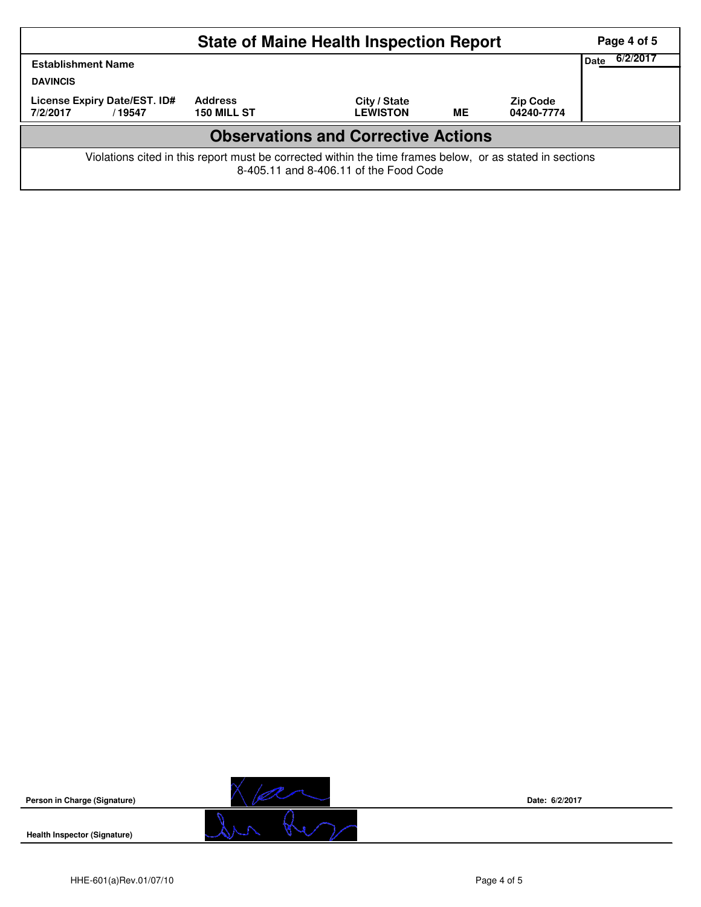# State of Maine Health Inspection Report

| Establishment Name | | | | | Date 6/2/2017 |
|---|---|---|---|---|---|
| DAVINCIS | | | | | |
| License Expiry Date/EST. ID# | | Address | City / State | | Zip Code |
| 7/2/2017 | / 19547 | 150 MILL ST | LEWISTON | ME | 04240-7774 |

## Observations and Corrective Actions

Violations cited in this report must be corrected within the time frames below, or as stated in sections 8-405.11 and 8-406.11 of the Food Code

**Person in Charge (Signature)**

**Date:** 6/2/2017

**Health Inspector (Signature)**

HHE-601(a)Rev.01/07/10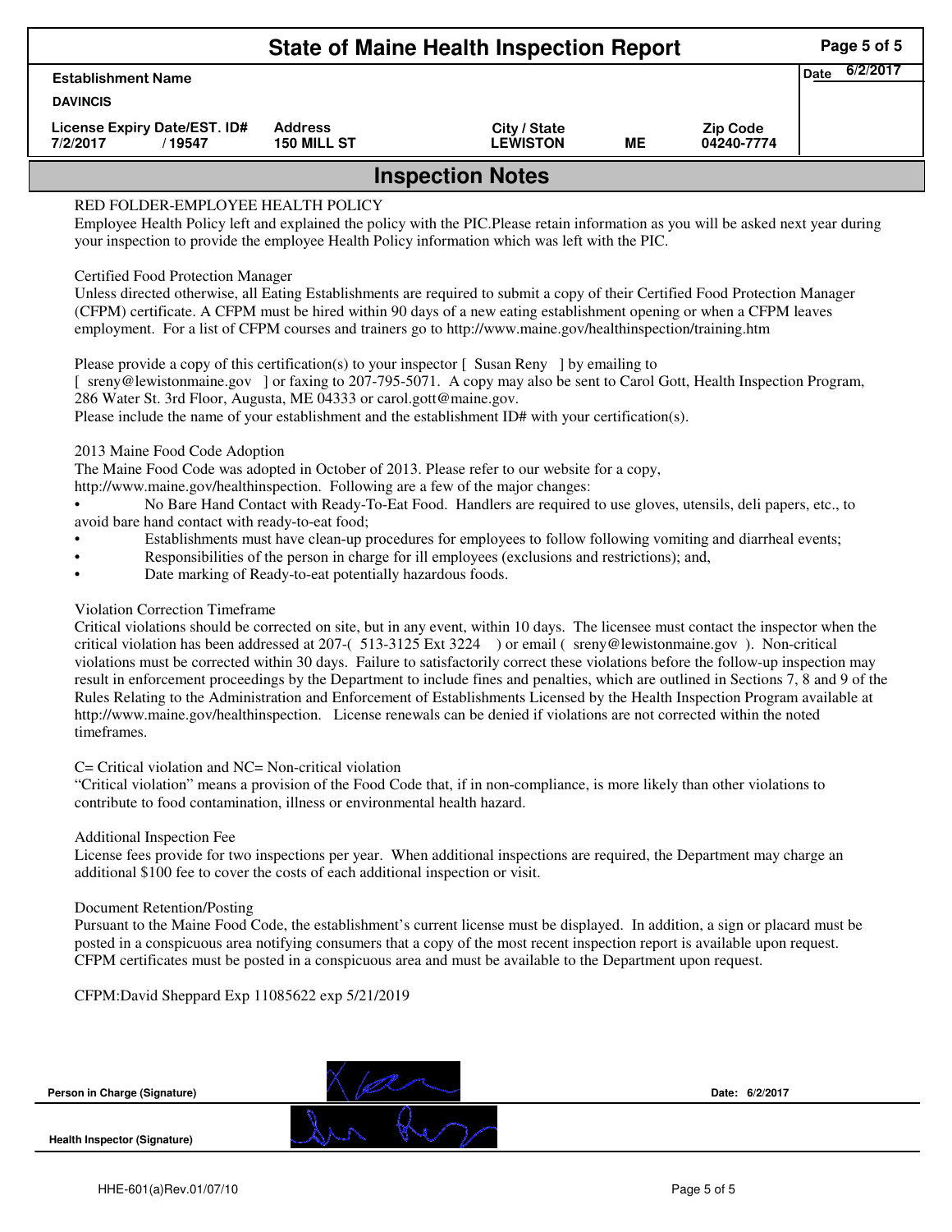# State of Maine Health Inspection Report

| Establishment Name | | | | | Date 6/2/2017 |
|---|---|---|---|---|---|
| DAVINCIS | | | | | |
| License Expiry Date/EST. ID# | Address | City / State | | Zip Code | |
| 7/2/2017 / 19547 | 150 MILL ST | LEWISTON | ME | 04240-7774 | |

## Inspection Notes

RED FOLDER-EMPLOYEE HEALTH POLICY
Employee Health Policy left and explained the policy with the PIC.Please retain information as you will be asked next year during your inspection to provide the employee Health Policy information which was left with the PIC.

Certified Food Protection Manager
Unless directed otherwise, all Eating Establishments are required to submit a copy of their Certified Food Protection Manager (CFPM) certificate. A CFPM must be hired within 90 days of a new eating establishment opening or when a CFPM leaves employment. For a list of CFPM courses and trainers go to http://www.maine.gov/healthinspection/training.htm

Please provide a copy of this certification(s) to your inspector [ Susan Reny ] by emailing to
[ sreny@lewistonmaine.gov ] or faxing to 207-795-5071. A copy may also be sent to Carol Gott, Health Inspection Program, 286 Water St. 3rd Floor, Augusta, ME 04333 or carol.gott@maine.gov.
Please include the name of your establishment and the establishment ID# with your certification(s).

2013 Maine Food Code Adoption
The Maine Food Code was adopted in October of 2013. Please refer to our website for a copy,
http://www.maine.gov/healthinspection. Following are a few of the major changes:

- No Bare Hand Contact with Ready-To-Eat Food. Handlers are required to use gloves, utensils, deli papers, etc., to avoid bare hand contact with ready-to-eat food;
- Establishments must have clean-up procedures for employees to follow following vomiting and diarrheal events;
- Responsibilities of the person in charge for ill employees (exclusions and restrictions); and,
- Date marking of Ready-to-eat potentially hazardous foods.

Violation Correction Timeframe
Critical violations should be corrected on site, but in any event, within 10 days. The licensee must contact the inspector when the critical violation has been addressed at 207-( 513-3125 Ext 3224 ) or email ( sreny@lewistonmaine.gov ). Non-critical violations must be corrected within 30 days. Failure to satisfactorily correct these violations before the follow-up inspection may result in enforcement proceedings by the Department to include fines and penalties, which are outlined in Sections 7, 8 and 9 of the Rules Relating to the Administration and Enforcement of Establishments Licensed by the Health Inspection Program available at http://www.maine.gov/healthinspection. License renewals can be denied if violations are not corrected within the noted timeframes.

C= Critical violation and NC= Non-critical violation
"Critical violation" means a provision of the Food Code that, if in non-compliance, is more likely than other violations to contribute to food contamination, illness or environmental health hazard.

Additional Inspection Fee
License fees provide for two inspections per year. When additional inspections are required, the Department may charge an additional $100 fee to cover the costs of each additional inspection or visit.

Document Retention/Posting
Pursuant to the Maine Food Code, the establishment's current license must be displayed. In addition, a sign or placard must be posted in a conspicuous area notifying consumers that a copy of the most recent inspection report is available upon request. CFPM certificates must be posted in a conspicuous area and must be available to the Department upon request.

CFPM:David Sheppard Exp 11085622 exp 5/21/2019

Person in Charge (Signature) Date: 6/2/2017

Health Inspector (Signature)

HHE-601(a)Rev.01/07/10